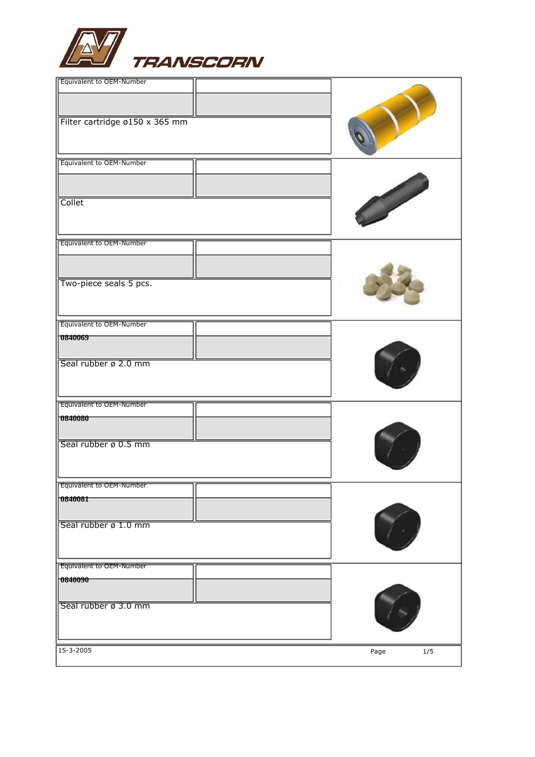# TRANSCORN

| Equivalent to OEM-Number | | Description |
|---|---|---|
| | | Filter cartridge ø150 x 365 mm |
| | | Collet |
| | | Two-piece seals 5 pcs. |
| 0840069 | | Seal rubber ø 2.0 mm |
| 0840080 | | Seal rubber ø 0.5 mm |
| 0840081 | | Seal rubber ø 1.0 mm |
| 0840090 | | Seal rubber ø 3.0 mm |

15-3-2005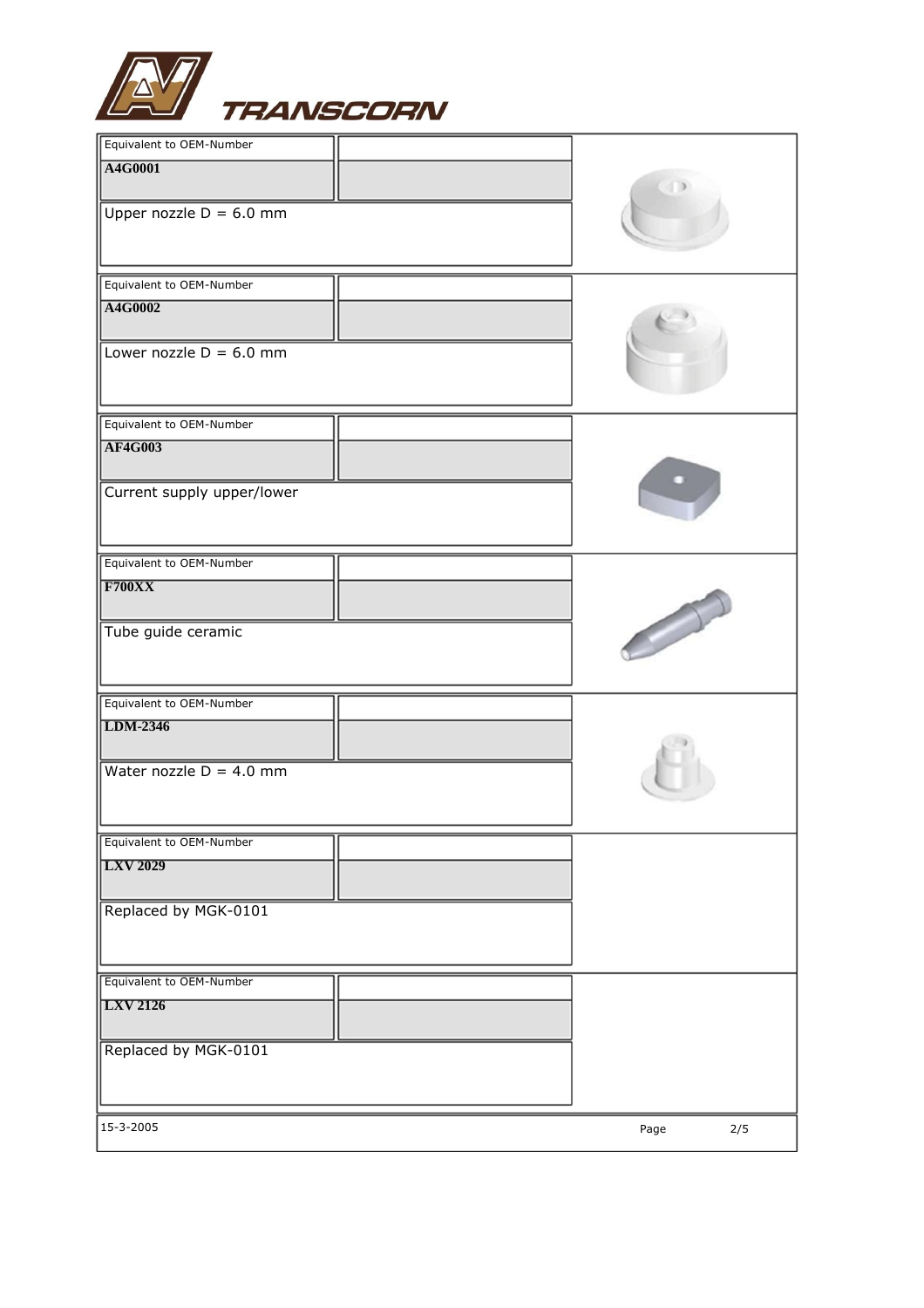| Equivalent to OEM-Number | Description |
| --- | --- |
| **A4G0001** | Upper nozzle D = 6.0 mm |
| **A4G0002** | Lower nozzle D = 6.0 mm |
| **AF4G003** | Current supply upper/lower |
| **F700XX** | Tube guide ceramic |
| **LDM-2346** | Water nozzle D = 4.0 mm |
| **LXV 2029** | Replaced by MGK-0101 |
| **LXV 2126** | Replaced by MGK-0101 |

15-3-2005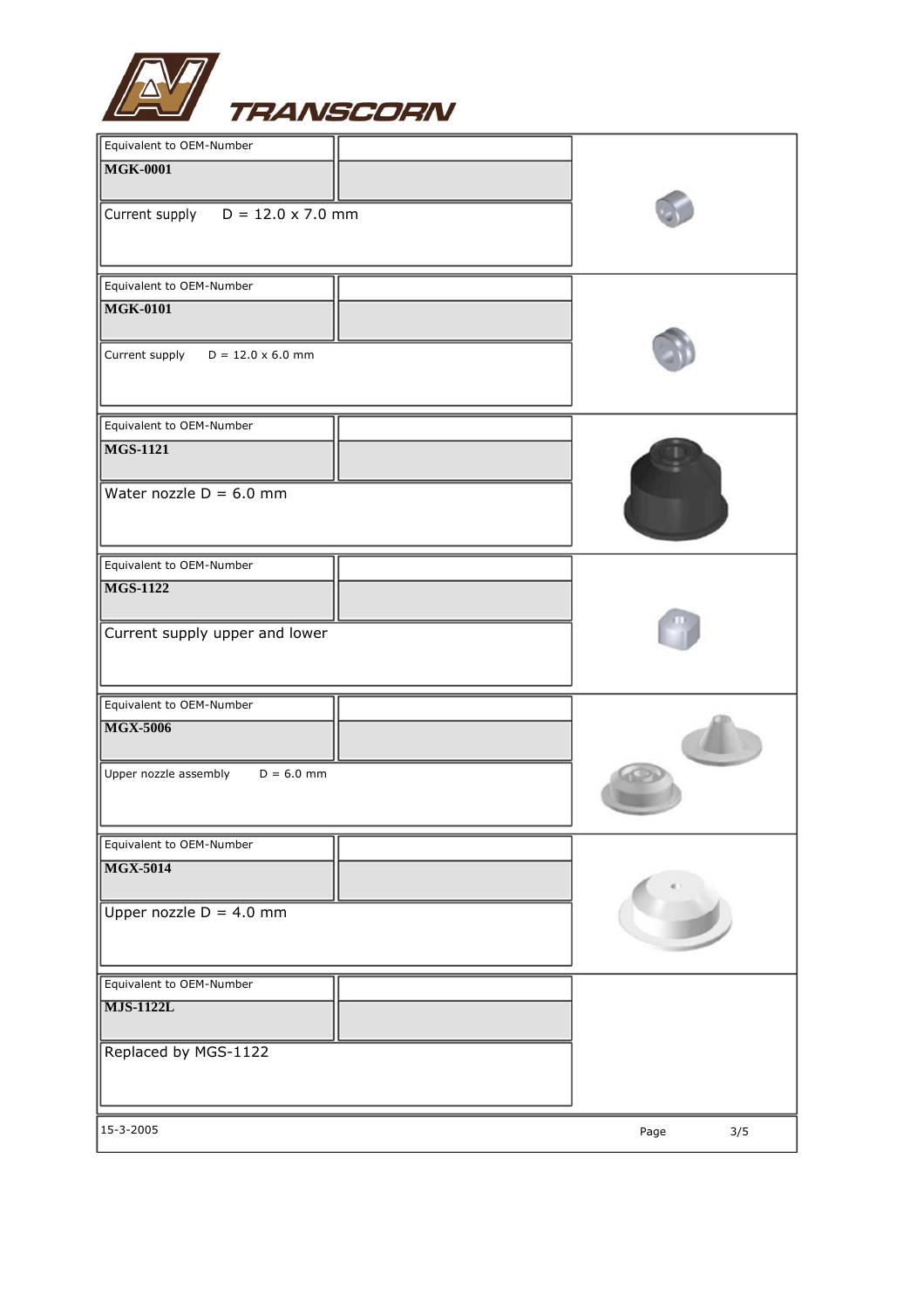| Equivalent to OEM-Number | |
|---|---|
| **MGK-0001** | |
| Current supply D = 12.0 x 7.0 mm | |

| Equivalent to OEM-Number | |
|---|---|
| **MGK-0101** | |
| Current supply D = 12.0 x 6.0 mm | |

| Equivalent to OEM-Number | |
|---|---|
| **MGS-1121** | |
| Water nozzle D = 6.0 mm | |

| Equivalent to OEM-Number | |
|---|---|
| **MGS-1122** | |
| Current supply upper and lower | |

| Equivalent to OEM-Number | |
|---|---|
| **MGX-5006** | |
| Upper nozzle assembly D = 6.0 mm | |

| Equivalent to OEM-Number | |
|---|---|
| **MGX-5014** | |
| Upper nozzle D = 4.0 mm | |

| Equivalent to OEM-Number | |
|---|---|
| **MJS-1122L** | |
| Replaced by MGS-1122 | |

15-3-2005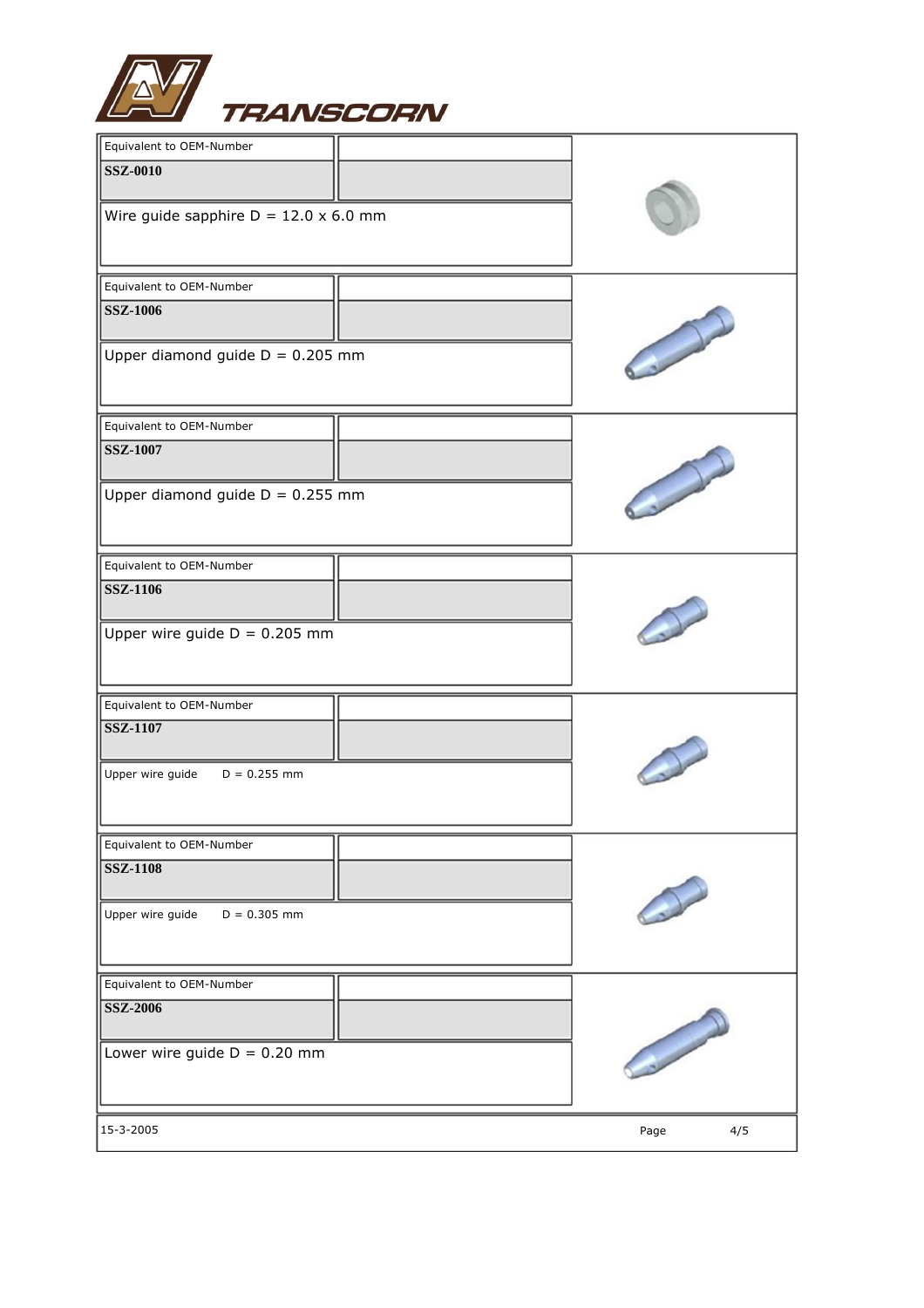# TRANSCORN

| Equivalent to OEM-Number | |
|---|---|
| **SSZ-0010** | |
| Wire guide sapphire D = 12.0 x 6.0 mm | |

| Equivalent to OEM-Number | |
|---|---|
| **SSZ-1006** | |
| Upper diamond guide D = 0.205 mm | |

| Equivalent to OEM-Number | |
|---|---|
| **SSZ-1007** | |
| Upper diamond guide D = 0.255 mm | |

| Equivalent to OEM-Number | |
|---|---|
| **SSZ-1106** | |
| Upper wire guide D = 0.205 mm | |

| Equivalent to OEM-Number | |
|---|---|
| **SSZ-1107** | |
| Upper wire guide D = 0.255 mm | |

| Equivalent to OEM-Number | |
|---|---|
| **SSZ-1108** | |
| Upper wire guide D = 0.305 mm | |

| Equivalent to OEM-Number | |
|---|---|
| **SSZ-2006** | |
| Lower wire guide D = 0.20 mm | |

15-3-2005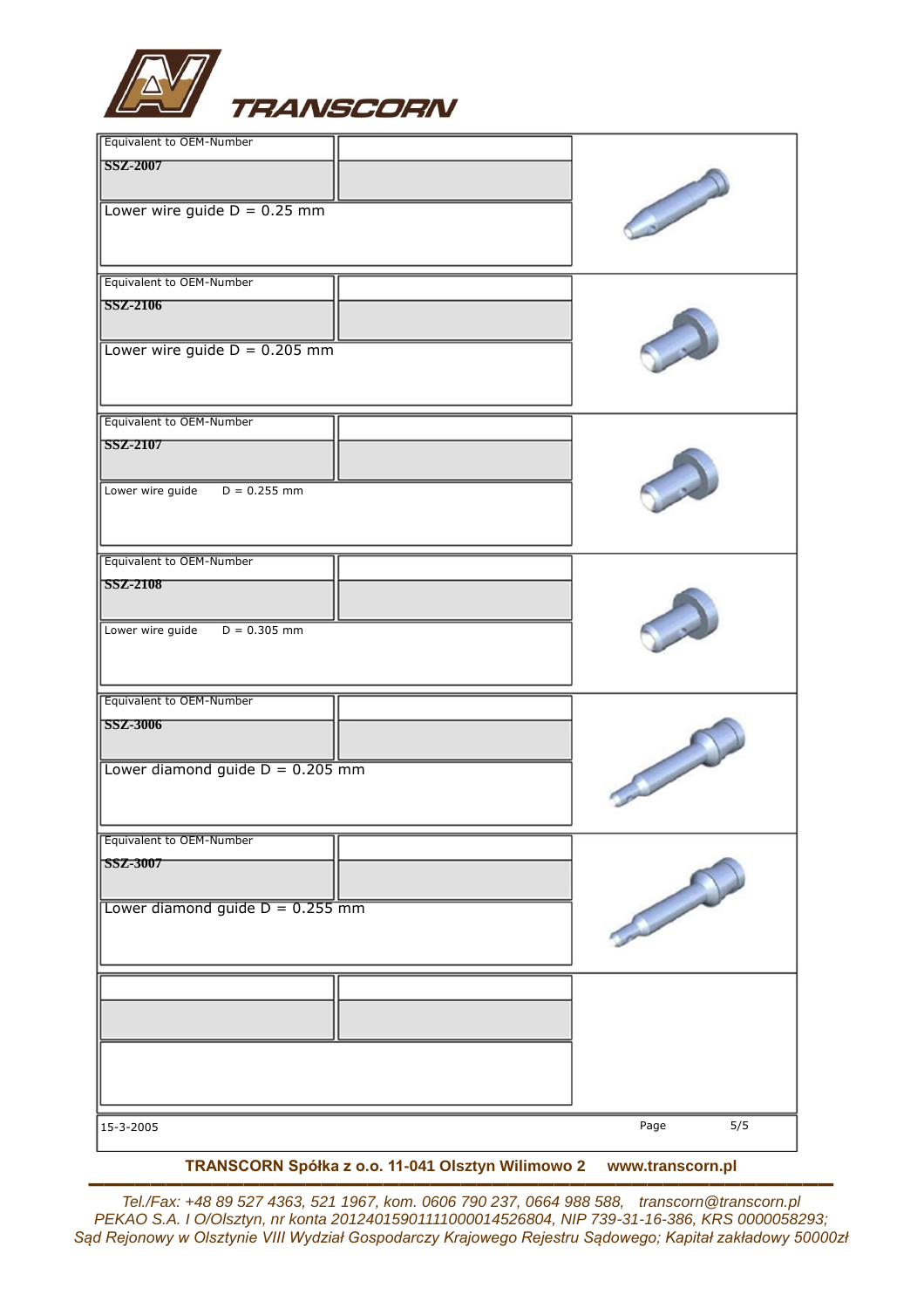# TRANSCORN

| Equivalent to OEM-Number | |
|---|---|
| **SSZ-2007** | |
| Lower wire guide D = 0.25 mm | |

| Equivalent to OEM-Number | |
|---|---|
| **SSZ-2106** | |
| Lower wire guide D = 0.205 mm | |

| Equivalent to OEM-Number | |
|---|---|
| **SSZ-2107** | |
| Lower wire guide D = 0.255 mm | |

| Equivalent to OEM-Number | |
|---|---|
| **SSZ-2108** | |
| Lower wire guide D = 0.305 mm | |

| Equivalent to OEM-Number | |
|---|---|
| **SSZ-3006** | |
| Lower diamond guide D = 0.205 mm | |

| Equivalent to OEM-Number | |
|---|---|
| **SSZ-3007** | |
| Lower diamond guide D = 0.255 mm | |

15-3-2005

**TRANSCORN Spółka z o.o. 11-041 Olsztyn Wilimowo 2 www.transcorn.pl**

*Tel./Fax: +48 89 527 4363, 521 1967, kom. 0606 790 237, 0664 988 588, transcorn@transcorn.pl*
*PEKAO S.A. I O/Olsztyn, nr konta 20124015901111000014526804, NIP 739-31-16-386, KRS 0000058293;*
*Sąd Rejonowy w Olsztynie VIII Wydział Gospodarczy Krajowego Rejestru Sądowego; Kapitał zakładowy 50000zł*